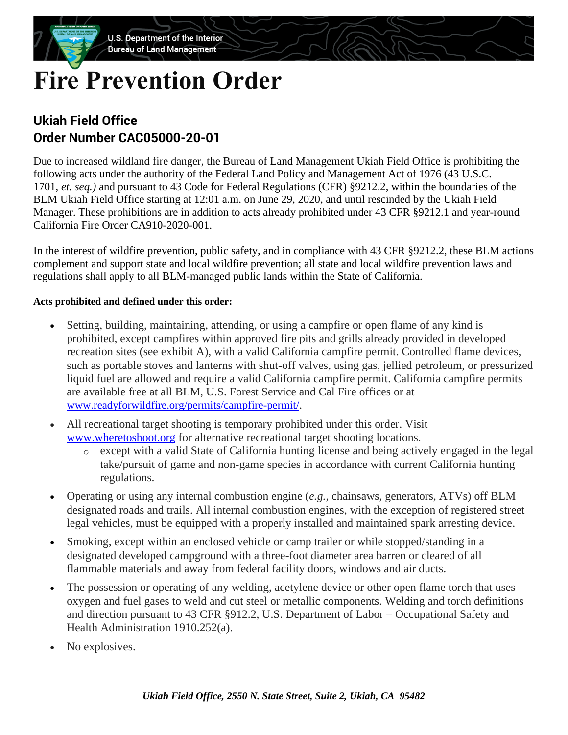U.S. Department of the Interior
Bureau of Land Management

# Fire Prevention Order

## Ukiah Field Office
## Order Number CAC05000-20-01

Due to increased wildland fire danger, the Bureau of Land Management Ukiah Field Office is prohibiting the following acts under the authority of the Federal Land Policy and Management Act of 1976 (43 U.S.C. 1701, *et. seq.)* and pursuant to 43 Code for Federal Regulations (CFR) §9212.2, within the boundaries of the BLM Ukiah Field Office starting at 12:01 a.m. on June 29, 2020, and until rescinded by the Ukiah Field Manager. These prohibitions are in addition to acts already prohibited under 43 CFR §9212.1 and year-round California Fire Order CA910-2020-001.

In the interest of wildfire prevention, public safety, and in compliance with 43 CFR §9212.2, these BLM actions complement and support state and local wildfire prevention; all state and local wildfire prevention laws and regulations shall apply to all BLM-managed public lands within the State of California.

**Acts prohibited and defined under this order:**

- Setting, building, maintaining, attending, or using a campfire or open flame of any kind is prohibited, except campfires within approved fire pits and grills already provided in developed recreation sites (see exhibit A), with a valid California campfire permit. Controlled flame devices, such as portable stoves and lanterns with shut-off valves, using gas, jellied petroleum, or pressurized liquid fuel are allowed and require a valid California campfire permit. California campfire permits are available free at all BLM, U.S. Forest Service and Cal Fire offices or at [www.readyforwildfire.org/permits/campfire-permit/](www.readyforwildfire.org/permits/campfire-permit/).
- All recreational target shooting is temporary prohibited under this order. Visit [www.wheretoshoot.org](www.wheretoshoot.org) for alternative recreational target shooting locations.
  - except with a valid State of California hunting license and being actively engaged in the legal take/pursuit of game and non-game species in accordance with current California hunting regulations.
- Operating or using any internal combustion engine (*e.g.*, chainsaws, generators, ATVs) off BLM designated roads and trails. All internal combustion engines, with the exception of registered street legal vehicles, must be equipped with a properly installed and maintained spark arresting device.
- Smoking, except within an enclosed vehicle or camp trailer or while stopped/standing in a designated developed campground with a three-foot diameter area barren or cleared of all flammable materials and away from federal facility doors, windows and air ducts.
- The possession or operating of any welding, acetylene device or other open flame torch that uses oxygen and fuel gases to weld and cut steel or metallic components. Welding and torch definitions and direction pursuant to 43 CFR §912.2, U.S. Department of Labor – Occupational Safety and Health Administration 1910.252(a).
- No explosives.

*Ukiah Field Office, 2550 N. State Street, Suite 2, Ukiah, CA 95482*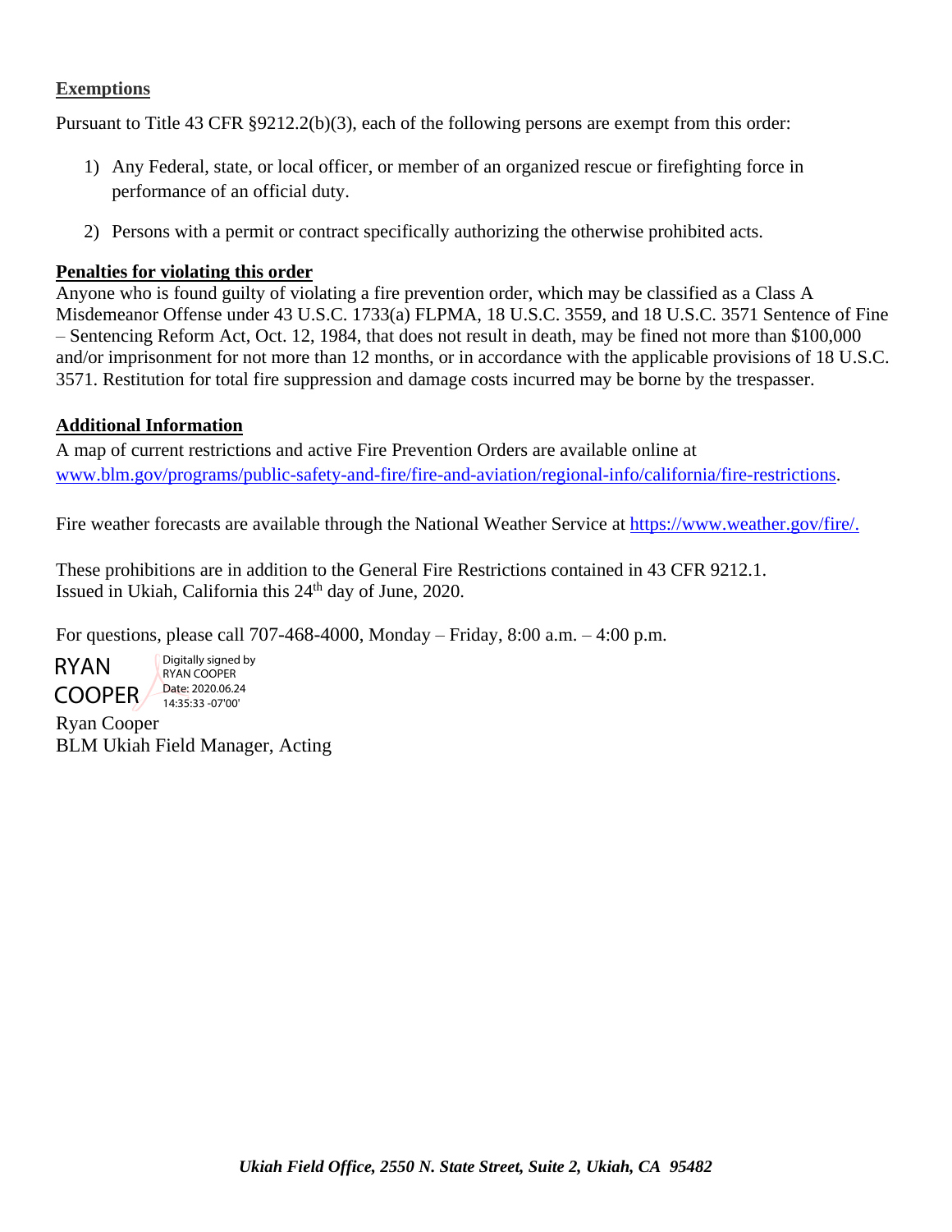## Exemptions

Pursuant to Title 43 CFR §9212.2(b)(3), each of the following persons are exempt from this order:

1) Any Federal, state, or local officer, or member of an organized rescue or firefighting force in performance of an official duty.

2) Persons with a permit or contract specifically authorizing the otherwise prohibited acts.

## Penalties for violating this order

Anyone who is found guilty of violating a fire prevention order, which may be classified as a Class A Misdemeanor Offense under 43 U.S.C. 1733(a) FLPMA, 18 U.S.C. 3559, and 18 U.S.C. 3571 Sentence of Fine – Sentencing Reform Act, Oct. 12, 1984, that does not result in death, may be fined not more than $100,000 and/or imprisonment for not more than 12 months, or in accordance with the applicable provisions of 18 U.S.C. 3571. Restitution for total fire suppression and damage costs incurred may be borne by the trespasser.

## Additional Information

A map of current restrictions and active Fire Prevention Orders are available online at www.blm.gov/programs/public-safety-and-fire/fire-and-aviation/regional-info/california/fire-restrictions.

Fire weather forecasts are available through the National Weather Service at https://www.weather.gov/fire/.

These prohibitions are in addition to the General Fire Restrictions contained in 43 CFR 9212.1.
Issued in Ukiah, California this 24th day of June, 2020.

For questions, please call 707-468-4000, Monday – Friday, 8:00 a.m. – 4:00 p.m.

RYAN COOPER
Digitally signed by RYAN COOPER
Date: 2020.06.24 14:35:33 -07'00'

Ryan Cooper
BLM Ukiah Field Manager, Acting

*Ukiah Field Office, 2550 N. State Street, Suite 2, Ukiah, CA 95482*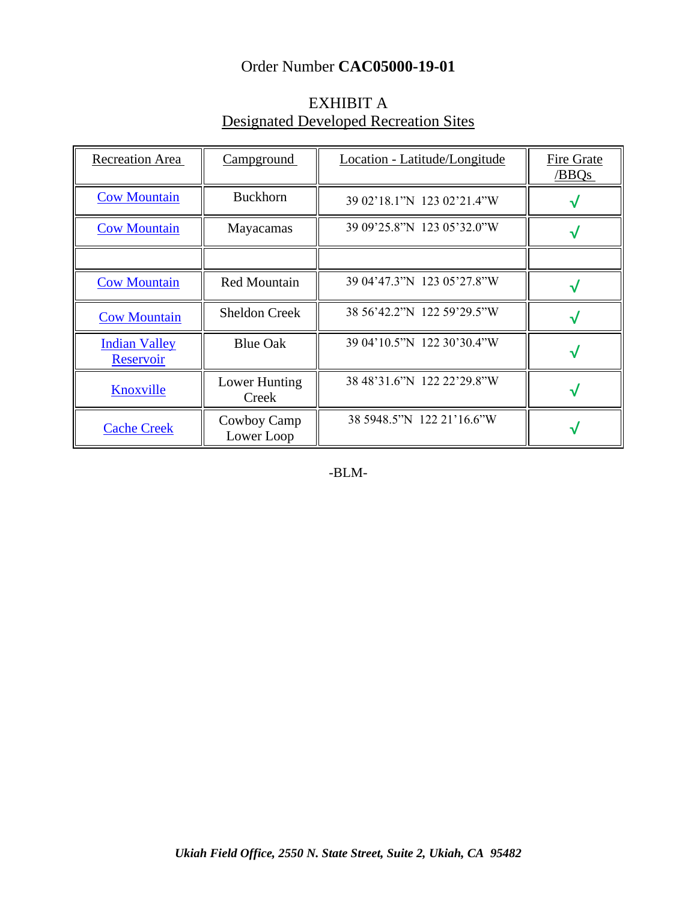Order Number **CAC05000-19-01**

# EXHIBIT A

## Designated Developed Recreation Sites

| Recreation Area | Campground | Location - Latitude/Longitude | Fire Grate /BBQs |
|---|---|---|---|
| Cow Mountain | Buckhorn | 39 02’18.1”N 123 02’21.4”W | √ |
| Cow Mountain | Mayacamas | 39 09’25.8”N 123 05’32.0”W | √ |
| | | | |
| Cow Mountain | Red Mountain | 39 04’47.3”N 123 05’27.8”W | √ |
| Cow Mountain | Sheldon Creek | 38 56’42.2”N 122 59’29.5”W | √ |
| Indian Valley Reservoir | Blue Oak | 39 04’10.5”N 122 30’30.4”W | √ |
| Knoxville | Lower Hunting Creek | 38 48’31.6”N 122 22’29.8”W | √ |
| Cache Creek | Cowboy Camp Lower Loop | 38 5948.5”N 122 21’16.6”W | √ |

-BLM-

*Ukiah Field Office, 2550 N. State Street, Suite 2, Ukiah, CA 95482*